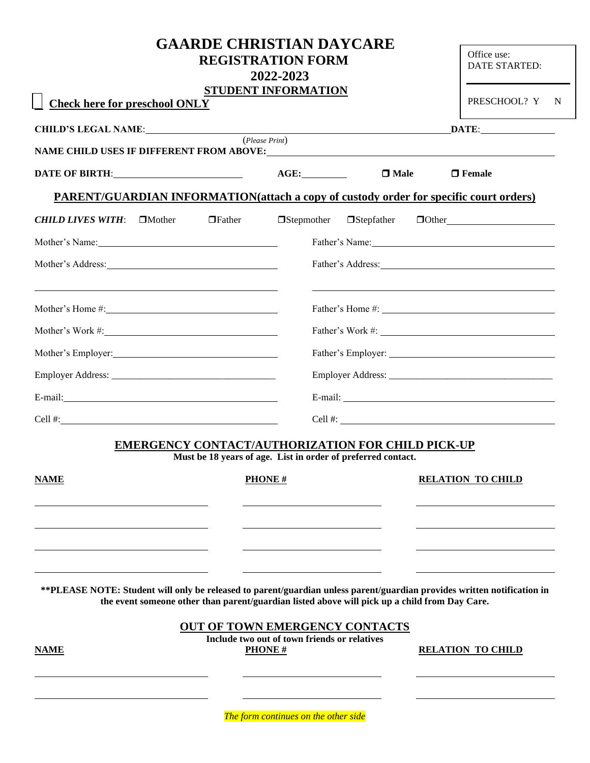# GAARDE CHRISTIAN DAYCARE

## REGISTRATION FORM

## 2022-2023

Office use:
DATE STARTED: \_\_\_\_\_\_\_\_\_\_

PRESCHOOL? Y N

**STUDENT INFORMATION**

☐ **Check here for preschool ONLY**

**CHILD'S LEGAL NAME**:\_\_\_\_\_\_\_\_\_\_\_\_\_\_\_\_\_\_\_\_\_\_\_\_\_\_\_\_\_\_\_\_\_\_\_\_\_\_\_\_ **DATE**:\_\_\_\_\_\_\_\_\_\_\_\_
(*Please Print*)

**NAME CHILD USES IF DIFFERENT FROM ABOVE:**\_\_\_\_\_\_\_\_\_\_\_\_\_\_\_\_\_\_\_\_\_\_\_\_\_\_\_\_\_\_\_\_

**DATE OF BIRTH**:\_\_\_\_\_\_\_\_\_\_\_\_\_\_\_\_\_\_\_\_ **AGE:**\_\_\_\_\_\_\_\_ ☐ **Male** ☐ **Female**

## PARENT/GUARDIAN INFORMATION(attach a copy of custody order for specific court orders)

***CHILD LIVES WITH***: ☐Mother ☐Father ☐Stepmother ☐Stepfather ☐Other\_\_\_\_\_\_\_\_\_\_\_\_\_\_\_\_\_\_

| | |
|---|---|
| Mother's Name:\_\_\_\_\_\_\_\_\_\_\_\_\_\_\_\_\_\_\_\_\_\_\_\_\_\_\_\_ | Father's Name:\_\_\_\_\_\_\_\_\_\_\_\_\_\_\_\_\_\_\_\_\_\_\_\_\_\_\_\_ |
| Mother's Address:\_\_\_\_\_\_\_\_\_\_\_\_\_\_\_\_\_\_\_\_\_\_\_\_\_\_ | Father's Address:\_\_\_\_\_\_\_\_\_\_\_\_\_\_\_\_\_\_\_\_\_\_\_\_\_\_ |
| \_\_\_\_\_\_\_\_\_\_\_\_\_\_\_\_\_\_\_\_\_\_\_\_\_\_\_\_\_\_\_\_\_\_\_\_\_\_ | \_\_\_\_\_\_\_\_\_\_\_\_\_\_\_\_\_\_\_\_\_\_\_\_\_\_\_\_\_\_\_\_\_\_\_\_\_\_ |
| Mother's Home #:\_\_\_\_\_\_\_\_\_\_\_\_\_\_\_\_\_\_\_\_\_\_\_\_\_\_ | Father's Home #: \_\_\_\_\_\_\_\_\_\_\_\_\_\_\_\_\_\_\_\_\_\_\_\_\_\_ |
| Mother's Work #:\_\_\_\_\_\_\_\_\_\_\_\_\_\_\_\_\_\_\_\_\_\_\_\_\_\_ | Father's Work #: \_\_\_\_\_\_\_\_\_\_\_\_\_\_\_\_\_\_\_\_\_\_\_\_\_\_ |
| Mother's Employer:\_\_\_\_\_\_\_\_\_\_\_\_\_\_\_\_\_\_\_\_\_\_\_\_\_ | Father's Employer: \_\_\_\_\_\_\_\_\_\_\_\_\_\_\_\_\_\_\_\_\_\_\_\_\_ |
| Employer Address: \_\_\_\_\_\_\_\_\_\_\_\_\_\_\_\_\_\_\_\_\_\_\_\_\_ | Employer Address: \_\_\_\_\_\_\_\_\_\_\_\_\_\_\_\_\_\_\_\_\_\_\_\_\_ |
| E-mail:\_\_\_\_\_\_\_\_\_\_\_\_\_\_\_\_\_\_\_\_\_\_\_\_\_\_\_\_\_\_\_\_ | E-mail: \_\_\_\_\_\_\_\_\_\_\_\_\_\_\_\_\_\_\_\_\_\_\_\_\_\_\_\_\_\_\_\_ |
| Cell #:\_\_\_\_\_\_\_\_\_\_\_\_\_\_\_\_\_\_\_\_\_\_\_\_\_\_\_\_\_\_\_\_ | Cell #: \_\_\_\_\_\_\_\_\_\_\_\_\_\_\_\_\_\_\_\_\_\_\_\_\_\_\_\_\_\_\_\_ |

## EMERGENCY CONTACT/AUTHORIZATION FOR CHILD PICK-UP

**Must be 18 years of age. List in order of preferred contact.**

| NAME | PHONE # | RELATION TO CHILD |
|---|---|---|
| | | |
| | | |
| | | |
| | | |

**\*\*PLEASE NOTE: Student will only be released to parent/guardian unless parent/guardian provides written notification in the event someone other than parent/guardian listed above will pick up a child from Day Care.**

## OUT OF TOWN EMERGENCY CONTACTS

**Include two out of town friends or relatives**

| NAME | PHONE # | RELATION TO CHILD |
|---|---|---|
| | | |
| | | |

*The form continues on the other side*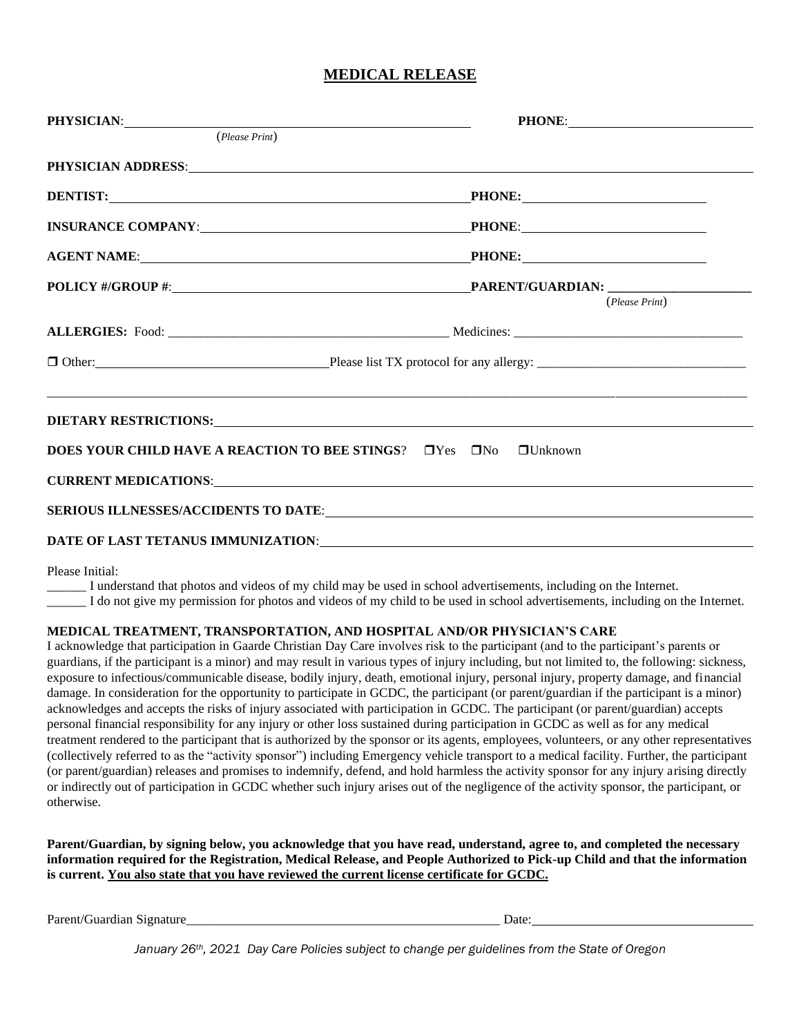# MEDICAL RELEASE

**PHYSICIAN**: ______________________________ **PHONE**: ______________________
(*Please Print*)

**PHYSICIAN ADDRESS**: ______________________________________________

**DENTIST:** ______________________________ **PHONE:** ______________________

**INSURANCE COMPANY**: ______________________________ **PHONE**: ______________________

**AGENT NAME**: ______________________________ **PHONE:** ______________________

**POLICY #/GROUP #**: ______________________________ **PARENT/GUARDIAN:** ______________________
(*Please Print*)

**ALLERGIES:** Food: ______________________________ Medicines: ______________________________

❒ Other: ______________________________ Please list TX protocol for any allergy: ______________________________

______________________________________________________________________________

**DIETARY RESTRICTIONS:** ______________________________________________

**DOES YOUR CHILD HAVE A REACTION TO BEE STINGS**? ❒Yes ❒No ❒Unknown

**CURRENT MEDICATIONS**: ______________________________________________

**SERIOUS ILLNESSES/ACCIDENTS TO DATE**: ______________________________________________

**DATE OF LAST TETANUS IMMUNIZATION**: ______________________________________________

Please Initial:

______ I understand that photos and videos of my child may be used in school advertisements, including on the Internet.

______ I do not give my permission for photos and videos of my child to be used in school advertisements, including on the Internet.

**MEDICAL TREATMENT, TRANSPORTATION, AND HOSPITAL AND/OR PHYSICIAN'S CARE**

I acknowledge that participation in Gaarde Christian Day Care involves risk to the participant (and to the participant's parents or guardians, if the participant is a minor) and may result in various types of injury including, but not limited to, the following: sickness, exposure to infectious/communicable disease, bodily injury, death, emotional injury, personal injury, property damage, and financial damage. In consideration for the opportunity to participate in GCDC, the participant (or parent/guardian if the participant is a minor) acknowledges and accepts the risks of injury associated with participation in GCDC. The participant (or parent/guardian) accepts personal financial responsibility for any injury or other loss sustained during participation in GCDC as well as for any medical treatment rendered to the participant that is authorized by the sponsor or its agents, employees, volunteers, or any other representatives (collectively referred to as the "activity sponsor") including Emergency vehicle transport to a medical facility. Further, the participant (or parent/guardian) releases and promises to indemnify, defend, and hold harmless the activity sponsor for any injury arising directly or indirectly out of participation in GCDC whether such injury arises out of the negligence of the activity sponsor, the participant, or otherwise.

**Parent/Guardian, by signing below, you acknowledge that you have read, understand, agree to, and completed the necessary information required for the Registration, Medical Release, and People Authorized to Pick-up Child and that the information is current. <u>You also state that you have reviewed the current license certificate for GCDC.</u>**

Parent/Guardian Signature______________________________ Date: ______________________

*January 26th, 2021 Day Care Policies subject to change per guidelines from the State of Oregon*